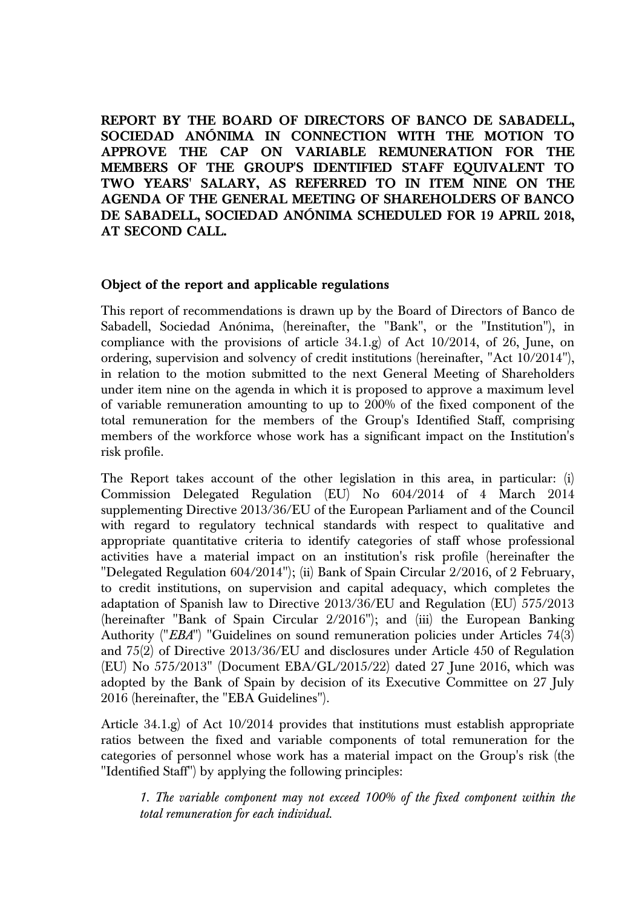**REPORT BY THE BOARD OF DIRECTORS OF BANCO DE SABADELL, SOCIEDAD ANÓNIMA IN CONNECTION WITH THE MOTION TO APPROVE THE CAP ON VARIABLE REMUNERATION FOR THE MEMBERS OF THE GROUP'S IDENTIFIED STAFF EQUIVALENT TO TWO YEARS' SALARY, AS REFERRED TO IN ITEM NINE ON THE AGENDA OF THE GENERAL MEETING OF SHAREHOLDERS OF BANCO DE SABADELL, SOCIEDAD ANÓNIMA SCHEDULED FOR 19 APRIL 2018, AT SECOND CALL.**

**Object of the report and applicable regulations**

This report of recommendations is drawn up by the Board of Directors of Banco de Sabadell, Sociedad Anónima, (hereinafter, the "Bank", or the "Institution"), in compliance with the provisions of article 34.1.g) of Act 10/2014, of 26, June, on ordering, supervision and solvency of credit institutions (hereinafter, "Act 10/2014"), in relation to the motion submitted to the next General Meeting of Shareholders under item nine on the agenda in which it is proposed to approve a maximum level of variable remuneration amounting to up to 200% of the fixed component of the total remuneration for the members of the Group's Identified Staff, comprising members of the workforce whose work has a significant impact on the Institution's risk profile.

The Report takes account of the other legislation in this area, in particular: (i) Commission Delegated Regulation (EU) No 604/2014 of 4 March 2014 supplementing Directive 2013/36/EU of the European Parliament and of the Council with regard to regulatory technical standards with respect to qualitative and appropriate quantitative criteria to identify categories of staff whose professional activities have a material impact on an institution's risk profile (hereinafter the "Delegated Regulation 604/2014"); (ii) Bank of Spain Circular 2/2016, of 2 February, to credit institutions, on supervision and capital adequacy, which completes the adaptation of Spanish law to Directive 2013/36/EU and Regulation (EU) 575/2013 (hereinafter "Bank of Spain Circular 2/2016"); and (iii) the European Banking Authority ("*EBA*") "Guidelines on sound remuneration policies under Articles 74(3) and 75(2) of Directive 2013/36/EU and disclosures under Article 450 of Regulation (EU) No 575/2013" (Document EBA/GL/2015/22) dated 27 June 2016, which was adopted by the Bank of Spain by decision of its Executive Committee on 27 July 2016 (hereinafter, the "EBA Guidelines").

Article 34.1.g) of Act 10/2014 provides that institutions must establish appropriate ratios between the fixed and variable components of total remuneration for the categories of personnel whose work has a material impact on the Group's risk (the "Identified Staff") by applying the following principles:

*1. The variable component may not exceed 100% of the fixed component within the total remuneration for each individual.*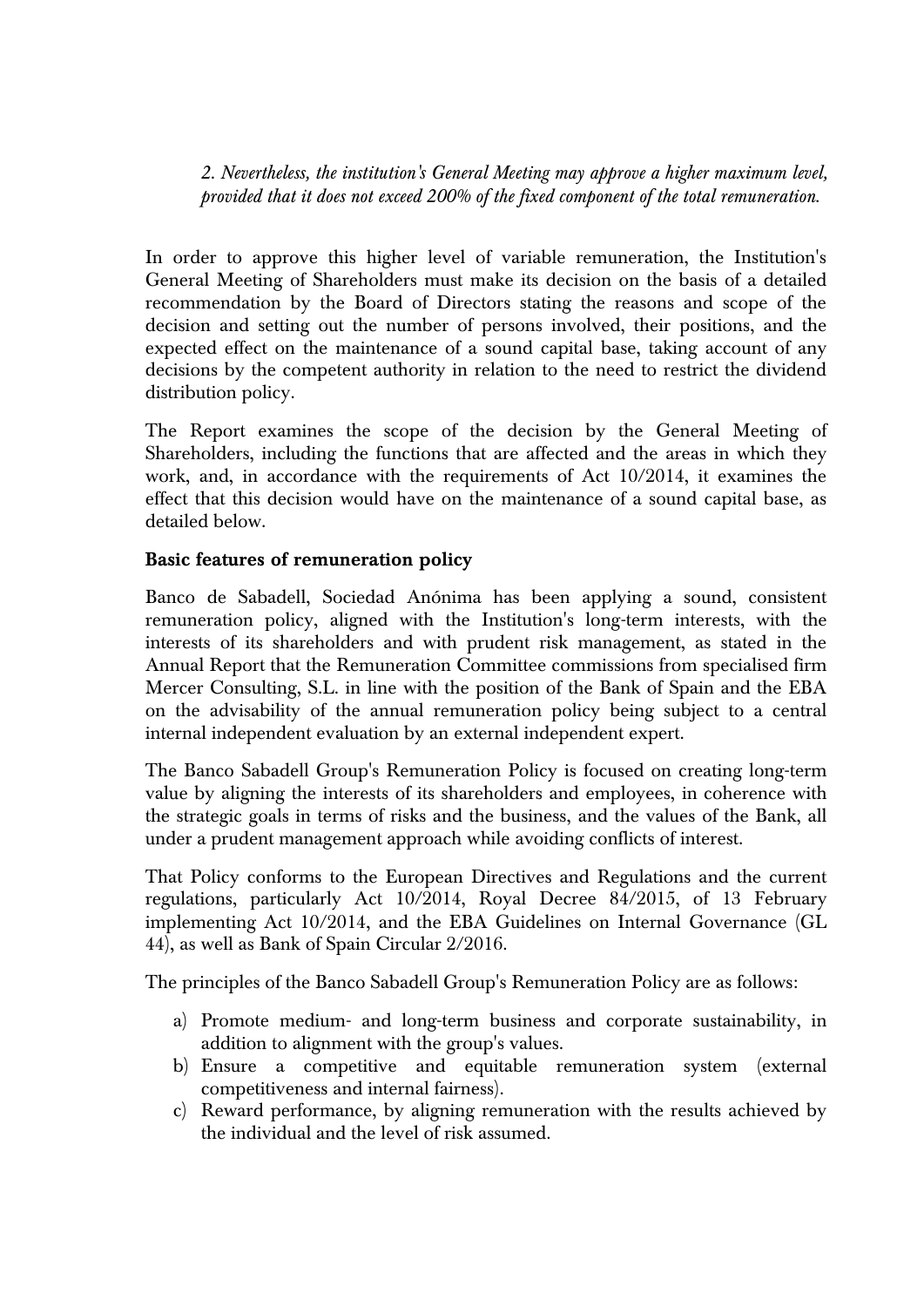*2. Nevertheless, the institution's General Meeting may approve a higher maximum level, provided that it does not exceed 200% of the fixed component of the total remuneration.*

In order to approve this higher level of variable remuneration, the Institution's General Meeting of Shareholders must make its decision on the basis of a detailed recommendation by the Board of Directors stating the reasons and scope of the decision and setting out the number of persons involved, their positions, and the expected effect on the maintenance of a sound capital base, taking account of any decisions by the competent authority in relation to the need to restrict the dividend distribution policy.

The Report examines the scope of the decision by the General Meeting of Shareholders, including the functions that are affected and the areas in which they work, and, in accordance with the requirements of Act 10/2014, it examines the effect that this decision would have on the maintenance of a sound capital base, as detailed below.

**Basic features of remuneration policy**

Banco de Sabadell, Sociedad Anónima has been applying a sound, consistent remuneration policy, aligned with the Institution's long-term interests, with the interests of its shareholders and with prudent risk management, as stated in the Annual Report that the Remuneration Committee commissions from specialised firm Mercer Consulting, S.L. in line with the position of the Bank of Spain and the EBA on the advisability of the annual remuneration policy being subject to a central internal independent evaluation by an external independent expert.

The Banco Sabadell Group's Remuneration Policy is focused on creating long-term value by aligning the interests of its shareholders and employees, in coherence with the strategic goals in terms of risks and the business, and the values of the Bank, all under a prudent management approach while avoiding conflicts of interest.

That Policy conforms to the European Directives and Regulations and the current regulations, particularly Act 10/2014, Royal Decree 84/2015, of 13 February implementing Act 10/2014, and the EBA Guidelines on Internal Governance (GL 44), as well as Bank of Spain Circular 2/2016.

The principles of the Banco Sabadell Group's Remuneration Policy are as follows:

a) Promote medium- and long-term business and corporate sustainability, in addition to alignment with the group's values.
b) Ensure a competitive and equitable remuneration system (external competitiveness and internal fairness).
c) Reward performance, by aligning remuneration with the results achieved by the individual and the level of risk assumed.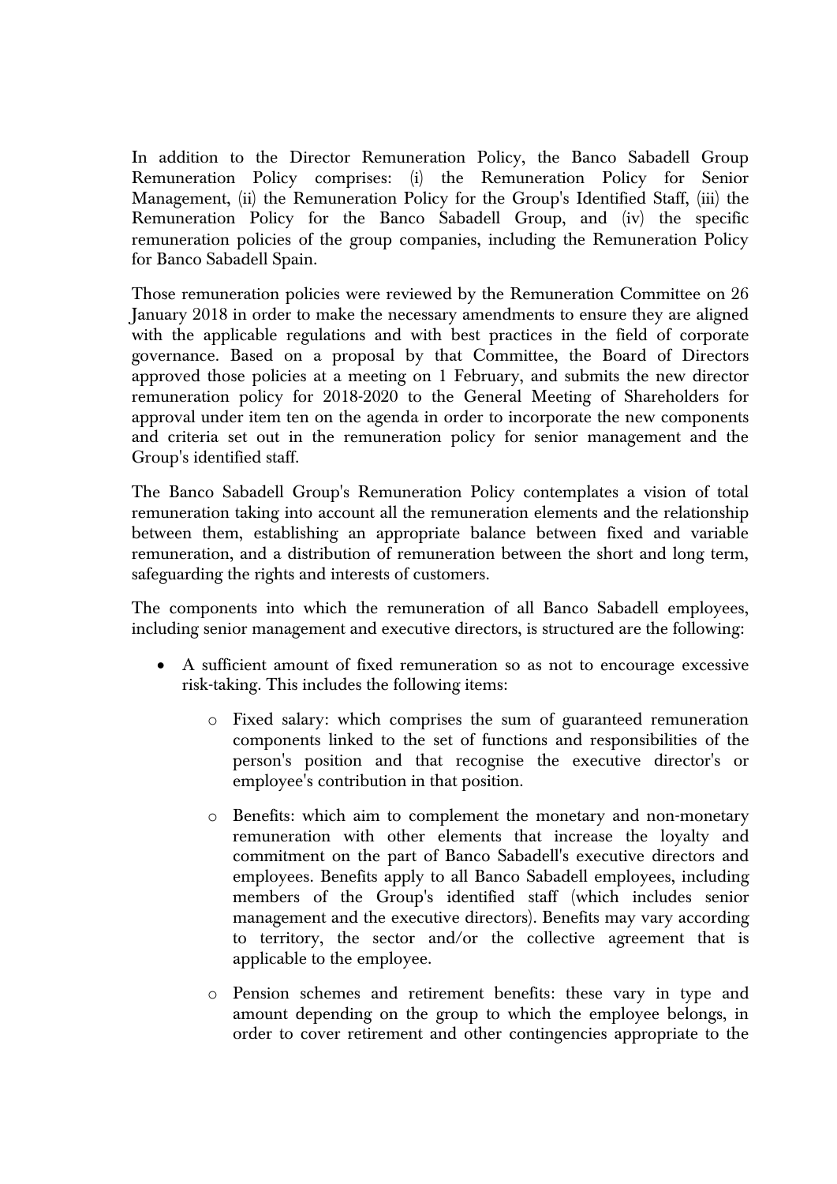In addition to the Director Remuneration Policy, the Banco Sabadell Group Remuneration Policy comprises: (i) the Remuneration Policy for Senior Management, (ii) the Remuneration Policy for the Group's Identified Staff, (iii) the Remuneration Policy for the Banco Sabadell Group, and (iv) the specific remuneration policies of the group companies, including the Remuneration Policy for Banco Sabadell Spain.

Those remuneration policies were reviewed by the Remuneration Committee on 26 January 2018 in order to make the necessary amendments to ensure they are aligned with the applicable regulations and with best practices in the field of corporate governance. Based on a proposal by that Committee, the Board of Directors approved those policies at a meeting on 1 February, and submits the new director remuneration policy for 2018-2020 to the General Meeting of Shareholders for approval under item ten on the agenda in order to incorporate the new components and criteria set out in the remuneration policy for senior management and the Group's identified staff.

The Banco Sabadell Group's Remuneration Policy contemplates a vision of total remuneration taking into account all the remuneration elements and the relationship between them, establishing an appropriate balance between fixed and variable remuneration, and a distribution of remuneration between the short and long term, safeguarding the rights and interests of customers.

The components into which the remuneration of all Banco Sabadell employees, including senior management and executive directors, is structured are the following:

- A sufficient amount of fixed remuneration so as not to encourage excessive risk-taking. This includes the following items:
    - Fixed salary: which comprises the sum of guaranteed remuneration components linked to the set of functions and responsibilities of the person's position and that recognise the executive director's or employee's contribution in that position.
    - Benefits: which aim to complement the monetary and non-monetary remuneration with other elements that increase the loyalty and commitment on the part of Banco Sabadell's executive directors and employees. Benefits apply to all Banco Sabadell employees, including members of the Group's identified staff (which includes senior management and the executive directors). Benefits may vary according to territory, the sector and/or the collective agreement that is applicable to the employee.
    - Pension schemes and retirement benefits: these vary in type and amount depending on the group to which the employee belongs, in order to cover retirement and other contingencies appropriate to the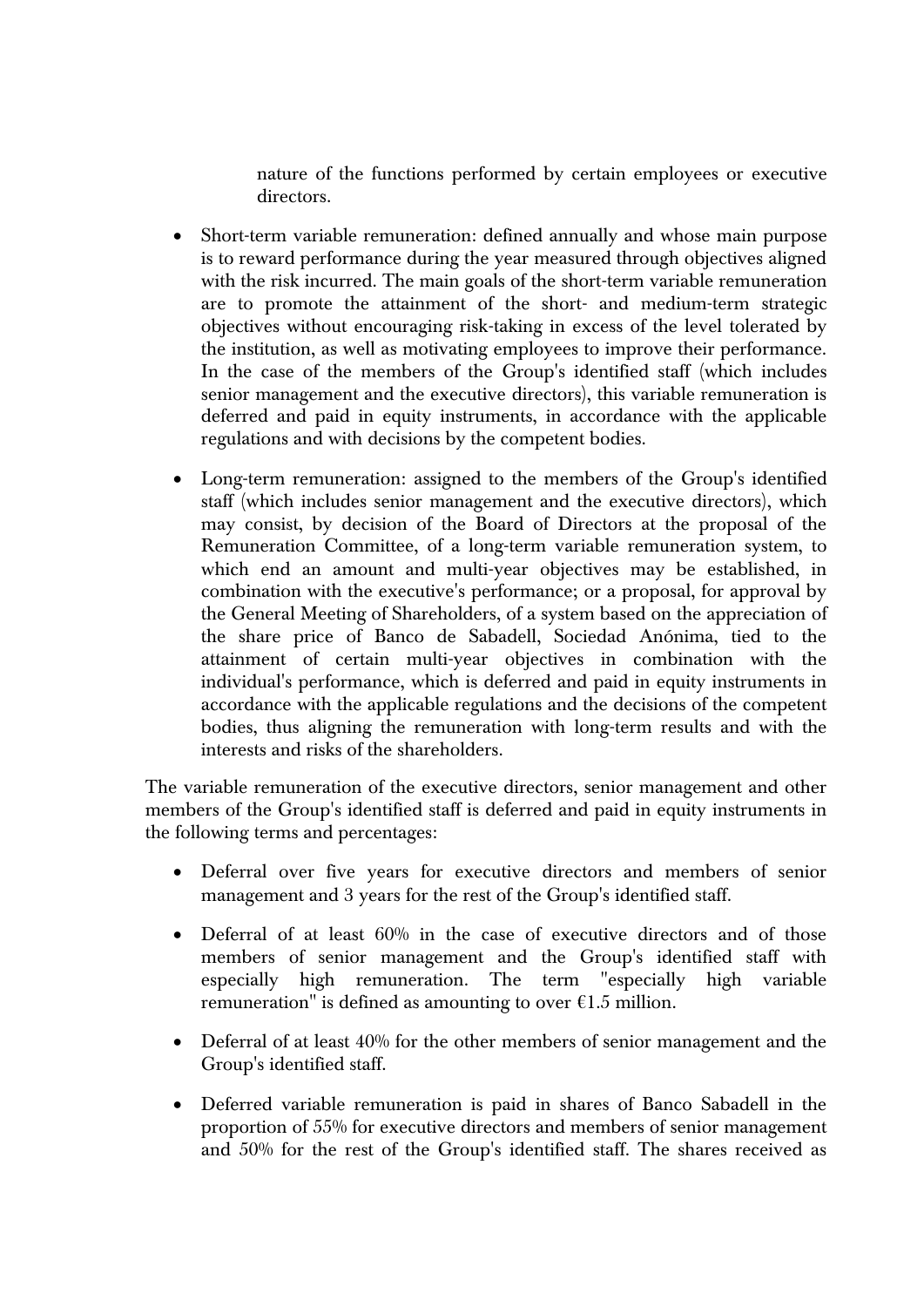nature of the functions performed by certain employees or executive directors.

- Short-term variable remuneration: defined annually and whose main purpose is to reward performance during the year measured through objectives aligned with the risk incurred. The main goals of the short-term variable remuneration are to promote the attainment of the short- and medium-term strategic objectives without encouraging risk-taking in excess of the level tolerated by the institution, as well as motivating employees to improve their performance. In the case of the members of the Group's identified staff (which includes senior management and the executive directors), this variable remuneration is deferred and paid in equity instruments, in accordance with the applicable regulations and with decisions by the competent bodies.

- Long-term remuneration: assigned to the members of the Group's identified staff (which includes senior management and the executive directors), which may consist, by decision of the Board of Directors at the proposal of the Remuneration Committee, of a long-term variable remuneration system, to which end an amount and multi-year objectives may be established, in combination with the executive's performance; or a proposal, for approval by the General Meeting of Shareholders, of a system based on the appreciation of the share price of Banco de Sabadell, Sociedad Anónima, tied to the attainment of certain multi-year objectives in combination with the individual's performance, which is deferred and paid in equity instruments in accordance with the applicable regulations and the decisions of the competent bodies, thus aligning the remuneration with long-term results and with the interests and risks of the shareholders.

The variable remuneration of the executive directors, senior management and other members of the Group's identified staff is deferred and paid in equity instruments in the following terms and percentages:

- Deferral over five years for executive directors and members of senior management and 3 years for the rest of the Group's identified staff.

- Deferral of at least 60% in the case of executive directors and of those members of senior management and the Group's identified staff with especially high remuneration. The term "especially high variable remuneration" is defined as amounting to over €1.5 million.

- Deferral of at least 40% for the other members of senior management and the Group's identified staff.

- Deferred variable remuneration is paid in shares of Banco Sabadell in the proportion of 55% for executive directors and members of senior management and 50% for the rest of the Group's identified staff. The shares received as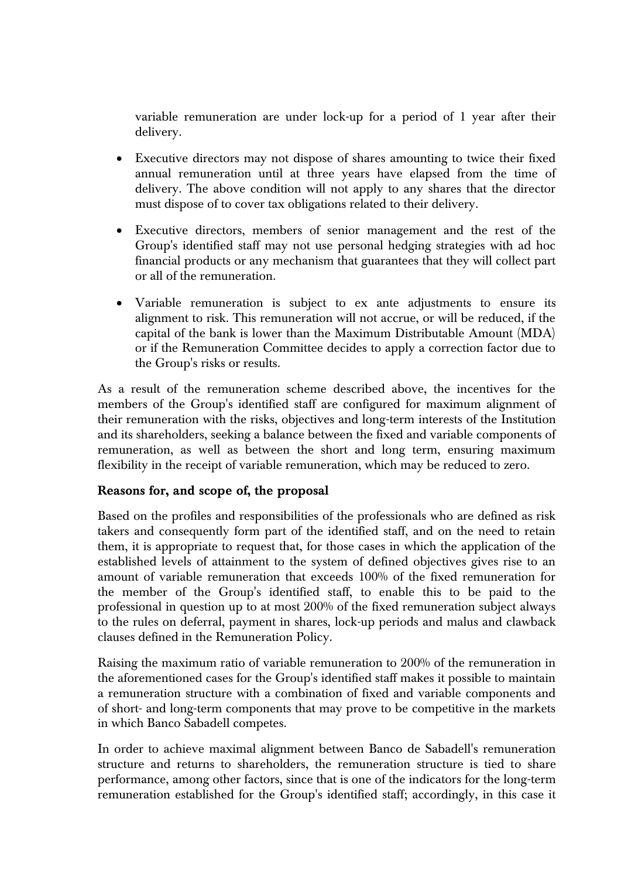variable remuneration are under lock-up for a period of 1 year after their delivery.

- Executive directors may not dispose of shares amounting to twice their fixed annual remuneration until at three years have elapsed from the time of delivery. The above condition will not apply to any shares that the director must dispose of to cover tax obligations related to their delivery.
- Executive directors, members of senior management and the rest of the Group's identified staff may not use personal hedging strategies with ad hoc financial products or any mechanism that guarantees that they will collect part or all of the remuneration.
- Variable remuneration is subject to ex ante adjustments to ensure its alignment to risk. This remuneration will not accrue, or will be reduced, if the capital of the bank is lower than the Maximum Distributable Amount (MDA) or if the Remuneration Committee decides to apply a correction factor due to the Group's risks or results.

As a result of the remuneration scheme described above, the incentives for the members of the Group's identified staff are configured for maximum alignment of their remuneration with the risks, objectives and long-term interests of the Institution and its shareholders, seeking a balance between the fixed and variable components of remuneration, as well as between the short and long term, ensuring maximum flexibility in the receipt of variable remuneration, which may be reduced to zero.

**Reasons for, and scope of, the proposal**

Based on the profiles and responsibilities of the professionals who are defined as risk takers and consequently form part of the identified staff, and on the need to retain them, it is appropriate to request that, for those cases in which the application of the established levels of attainment to the system of defined objectives gives rise to an amount of variable remuneration that exceeds 100% of the fixed remuneration for the member of the Group's identified staff, to enable this to be paid to the professional in question up to at most 200% of the fixed remuneration subject always to the rules on deferral, payment in shares, lock-up periods and malus and clawback clauses defined in the Remuneration Policy.

Raising the maximum ratio of variable remuneration to 200% of the remuneration in the aforementioned cases for the Group's identified staff makes it possible to maintain a remuneration structure with a combination of fixed and variable components and of short- and long-term components that may prove to be competitive in the markets in which Banco Sabadell competes.

In order to achieve maximal alignment between Banco de Sabadell's remuneration structure and returns to shareholders, the remuneration structure is tied to share performance, among other factors, since that is one of the indicators for the long-term remuneration established for the Group's identified staff; accordingly, in this case it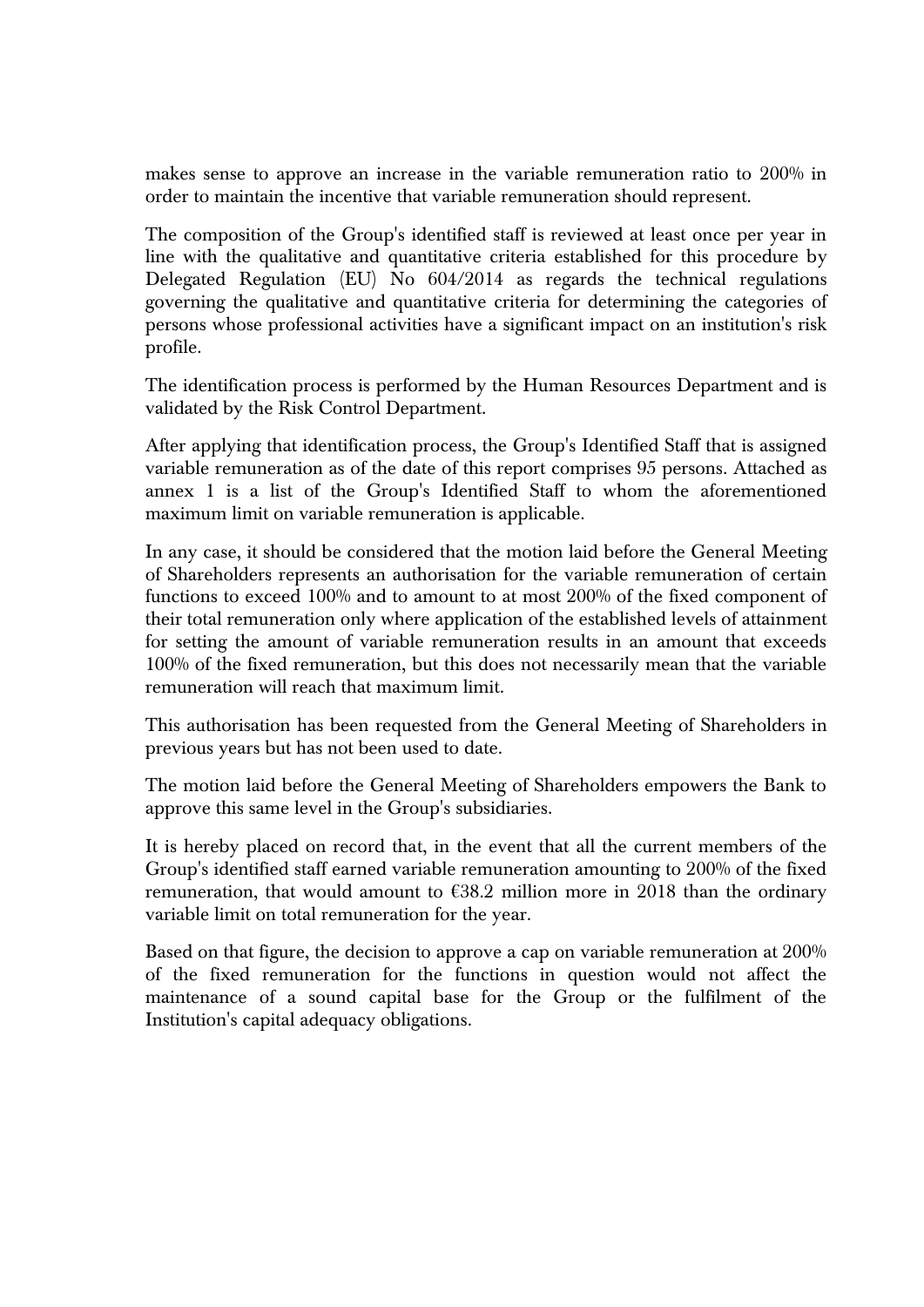makes sense to approve an increase in the variable remuneration ratio to 200% in order to maintain the incentive that variable remuneration should represent.

The composition of the Group's identified staff is reviewed at least once per year in line with the qualitative and quantitative criteria established for this procedure by Delegated Regulation (EU) No 604/2014 as regards the technical regulations governing the qualitative and quantitative criteria for determining the categories of persons whose professional activities have a significant impact on an institution's risk profile.

The identification process is performed by the Human Resources Department and is validated by the Risk Control Department.

After applying that identification process, the Group's Identified Staff that is assigned variable remuneration as of the date of this report comprises 95 persons. Attached as annex 1 is a list of the Group's Identified Staff to whom the aforementioned maximum limit on variable remuneration is applicable.

In any case, it should be considered that the motion laid before the General Meeting of Shareholders represents an authorisation for the variable remuneration of certain functions to exceed 100% and to amount to at most 200% of the fixed component of their total remuneration only where application of the established levels of attainment for setting the amount of variable remuneration results in an amount that exceeds 100% of the fixed remuneration, but this does not necessarily mean that the variable remuneration will reach that maximum limit.

This authorisation has been requested from the General Meeting of Shareholders in previous years but has not been used to date.

The motion laid before the General Meeting of Shareholders empowers the Bank to approve this same level in the Group's subsidiaries.

It is hereby placed on record that, in the event that all the current members of the Group's identified staff earned variable remuneration amounting to 200% of the fixed remuneration, that would amount to €38.2 million more in 2018 than the ordinary variable limit on total remuneration for the year.

Based on that figure, the decision to approve a cap on variable remuneration at 200% of the fixed remuneration for the functions in question would not affect the maintenance of a sound capital base for the Group or the fulfilment of the Institution's capital adequacy obligations.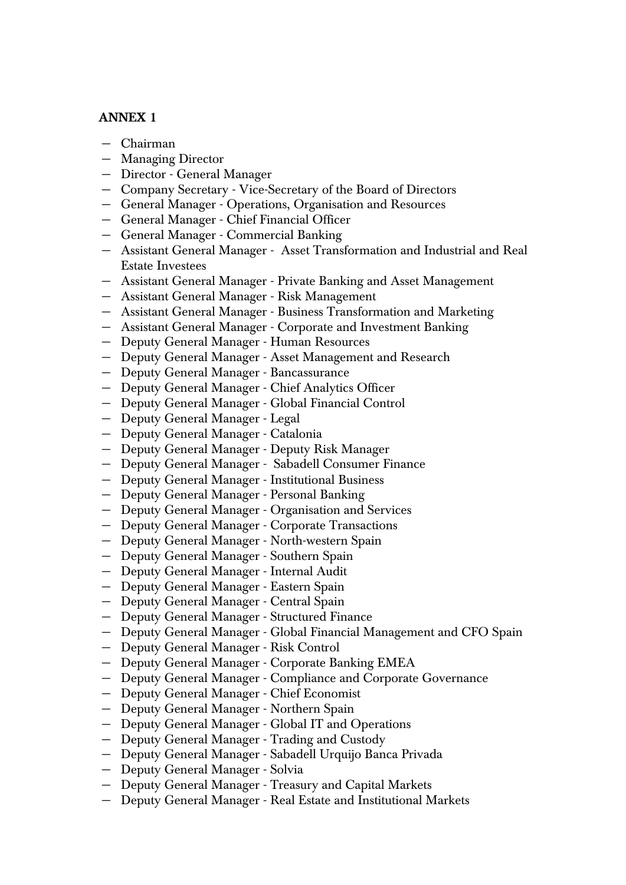**ANNEX 1**

- Chairman
- Managing Director
- Director - General Manager
- Company Secretary - Vice-Secretary of the Board of Directors
- General Manager - Operations, Organisation and Resources
- General Manager - Chief Financial Officer
- General Manager - Commercial Banking
- Assistant General Manager - Asset Transformation and Industrial and Real Estate Investees
- Assistant General Manager - Private Banking and Asset Management
- Assistant General Manager - Risk Management
- Assistant General Manager - Business Transformation and Marketing
- Assistant General Manager - Corporate and Investment Banking
- Deputy General Manager - Human Resources
- Deputy General Manager - Asset Management and Research
- Deputy General Manager - Bancassurance
- Deputy General Manager - Chief Analytics Officer
- Deputy General Manager - Global Financial Control
- Deputy General Manager - Legal
- Deputy General Manager - Catalonia
- Deputy General Manager - Deputy Risk Manager
- Deputy General Manager - Sabadell Consumer Finance
- Deputy General Manager - Institutional Business
- Deputy General Manager - Personal Banking
- Deputy General Manager - Organisation and Services
- Deputy General Manager - Corporate Transactions
- Deputy General Manager - North-western Spain
- Deputy General Manager - Southern Spain
- Deputy General Manager - Internal Audit
- Deputy General Manager - Eastern Spain
- Deputy General Manager - Central Spain
- Deputy General Manager - Structured Finance
- Deputy General Manager - Global Financial Management and CFO Spain
- Deputy General Manager - Risk Control
- Deputy General Manager - Corporate Banking EMEA
- Deputy General Manager - Compliance and Corporate Governance
- Deputy General Manager - Chief Economist
- Deputy General Manager - Northern Spain
- Deputy General Manager - Global IT and Operations
- Deputy General Manager - Trading and Custody
- Deputy General Manager - Sabadell Urquijo Banca Privada
- Deputy General Manager - Solvia
- Deputy General Manager - Treasury and Capital Markets
- Deputy General Manager - Real Estate and Institutional Markets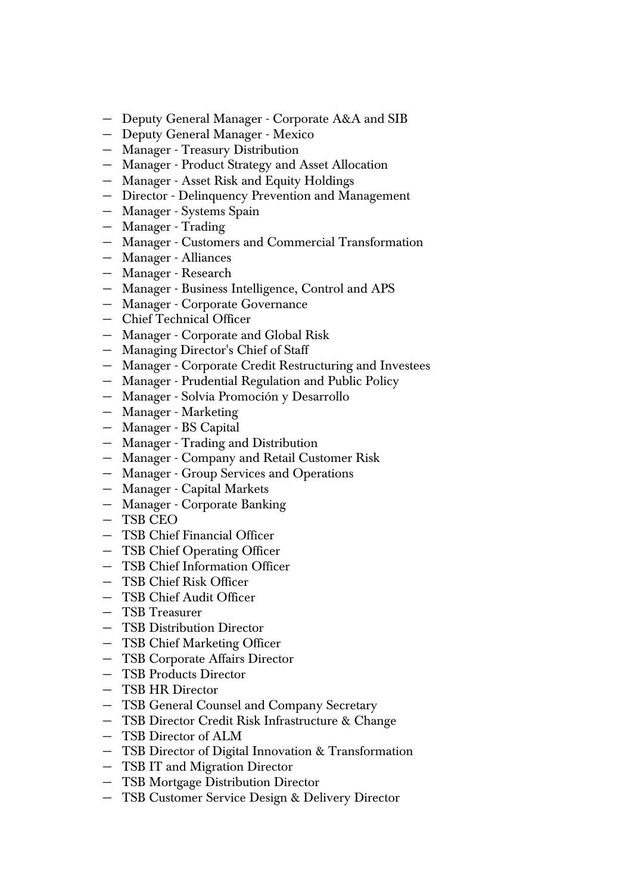- Deputy General Manager - Corporate A&A and SIB
- Deputy General Manager - Mexico
- Manager - Treasury Distribution
- Manager - Product Strategy and Asset Allocation
- Manager - Asset Risk and Equity Holdings
- Director - Delinquency Prevention and Management
- Manager - Systems Spain
- Manager - Trading
- Manager - Customers and Commercial Transformation
- Manager - Alliances
- Manager - Research
- Manager - Business Intelligence, Control and APS
- Manager - Corporate Governance
- Chief Technical Officer
- Manager - Corporate and Global Risk
- Managing Director's Chief of Staff
- Manager - Corporate Credit Restructuring and Investees
- Manager - Prudential Regulation and Public Policy
- Manager - Solvia Promoción y Desarrollo
- Manager - Marketing
- Manager - BS Capital
- Manager - Trading and Distribution
- Manager - Company and Retail Customer Risk
- Manager - Group Services and Operations
- Manager - Capital Markets
- Manager - Corporate Banking
- TSB CEO
- TSB Chief Financial Officer
- TSB Chief Operating Officer
- TSB Chief Information Officer
- TSB Chief Risk Officer
- TSB Chief Audit Officer
- TSB Treasurer
- TSB Distribution Director
- TSB Chief Marketing Officer
- TSB Corporate Affairs Director
- TSB Products Director
- TSB HR Director
- TSB General Counsel and Company Secretary
- TSB Director Credit Risk Infrastructure & Change
- TSB Director of ALM
- TSB Director of Digital Innovation & Transformation
- TSB IT and Migration Director
- TSB Mortgage Distribution Director
- TSB Customer Service Design & Delivery Director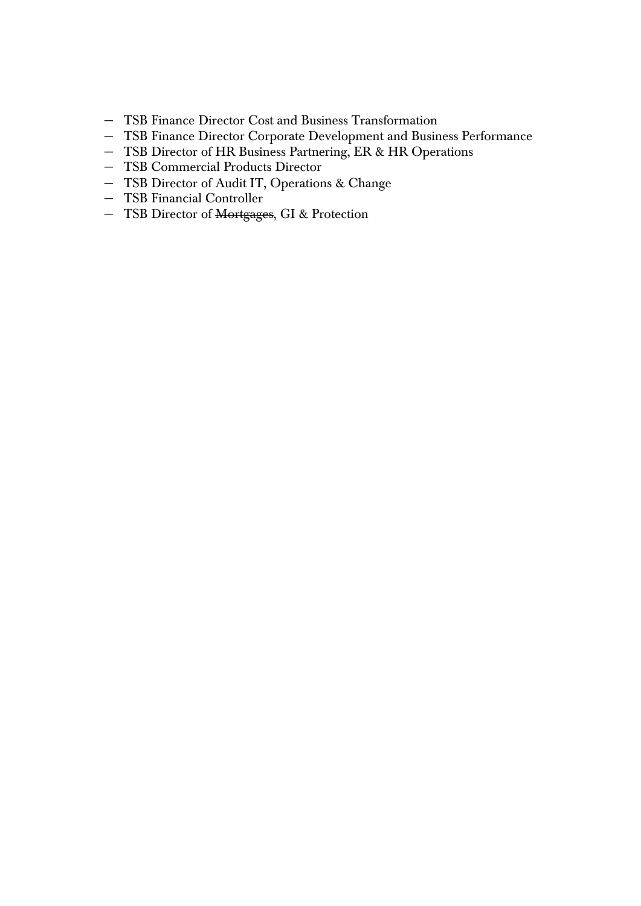- TSB Finance Director Cost and Business Transformation
- TSB Finance Director Corporate Development and Business Performance
- TSB Director of HR Business Partnering, ER & HR Operations
- TSB Commercial Products Director
- TSB Director of Audit IT, Operations & Change
- TSB Financial Controller
- TSB Director of ~~Mortgages~~, GI & Protection